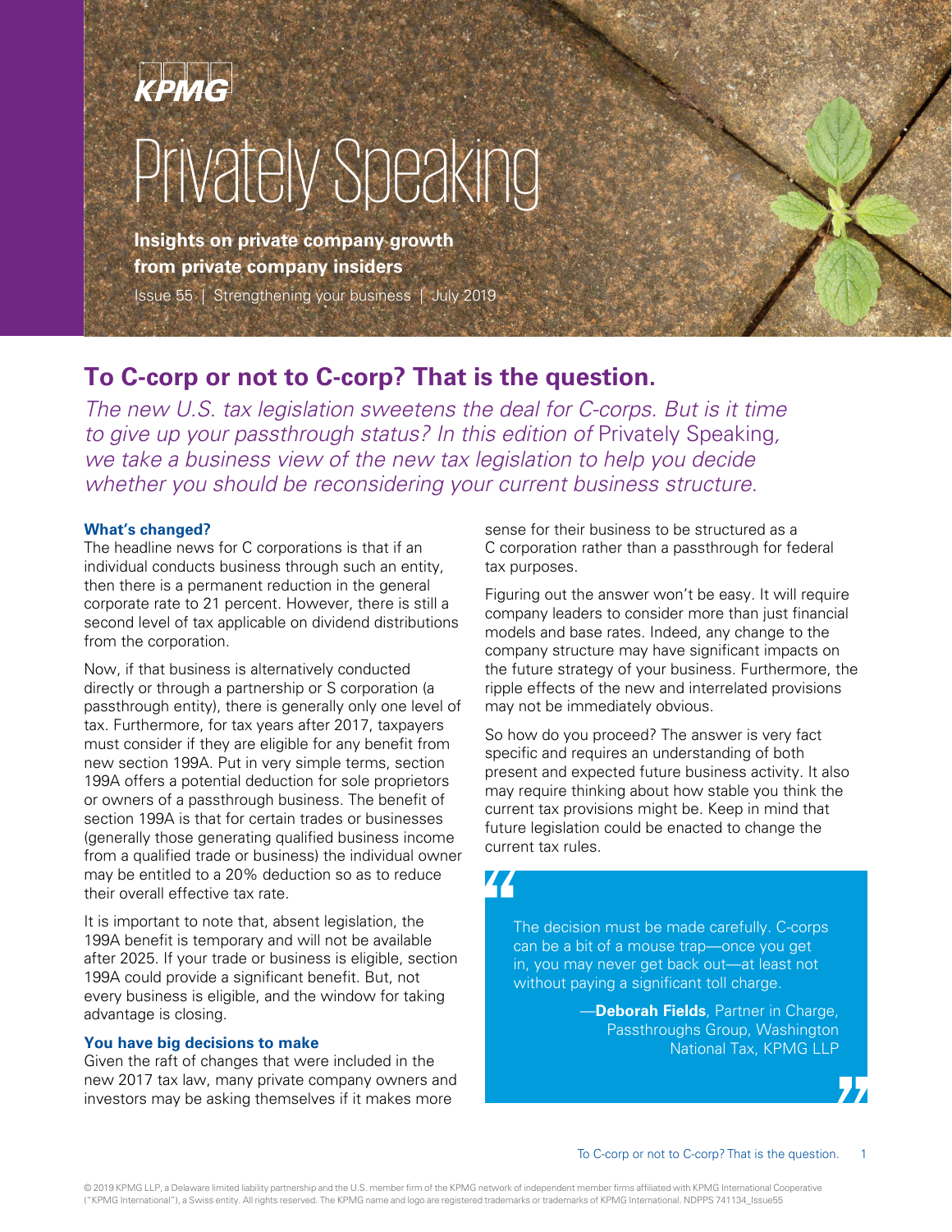KPMG

# Privately Speaking

**Insights on private company growth from private company insiders**

Issue 55 | Strengthening your business | July 2019

## To C-corp or not to C-corp? That is the question.

*The new U.S. tax legislation sweetens the deal for C-corps. But is it time to give up your passthrough status? In this edition of* Privately Speaking*, we take a business view of the new tax legislation to help you decide whether you should be reconsidering your current business structure.*

### What's changed?

The headline news for C corporations is that if an individual conducts business through such an entity, then there is a permanent reduction in the general corporate rate to 21 percent. However, there is still a second level of tax applicable on dividend distributions from the corporation.

Now, if that business is alternatively conducted directly or through a partnership or S corporation (a passthrough entity), there is generally only one level of tax. Furthermore, for tax years after 2017, taxpayers must consider if they are eligible for any benefit from new section 199A. Put in very simple terms, section 199A offers a potential deduction for sole proprietors or owners of a passthrough business. The benefit of section 199A is that for certain trades or businesses (generally those generating qualified business income from a qualified trade or business) the individual owner may be entitled to a 20% deduction so as to reduce their overall effective tax rate.

It is important to note that, absent legislation, the 199A benefit is temporary and will not be available after 2025. If your trade or business is eligible, section 199A could provide a significant benefit. But, not every business is eligible, and the window for taking advantage is closing.

### You have big decisions to make

Given the raft of changes that were included in the new 2017 tax law, many private company owners and investors may be asking themselves if it makes more sense for their business to be structured as a C corporation rather than a passthrough for federal tax purposes.

Figuring out the answer won't be easy. It will require company leaders to consider more than just financial models and base rates. Indeed, any change to the company structure may have significant impacts on the future strategy of your business. Furthermore, the ripple effects of the new and interrelated provisions may not be immediately obvious.

So how do you proceed? The answer is very fact specific and requires an understanding of both present and expected future business activity. It also may require thinking about how stable you think the current tax provisions might be. Keep in mind that future legislation could be enacted to change the current tax rules.

> "The decision must be made carefully. C-corps can be a bit of a mouse trap—once you get in, you may never get back out—at least not without paying a significant toll charge."
>
> —**Deborah Fields**, Partner in Charge, Passthroughs Group, Washington National Tax, KPMG LLP

© 2019 KPMG LLP, a Delaware limited liability partnership and the U.S. member firm of the KPMG network of independent member firms affiliated with KPMG International Cooperative ("KPMG International"), a Swiss entity. All rights reserved. The KPMG name and logo are registered trademarks or trademarks of KPMG International. NDPPS 741134_Issue55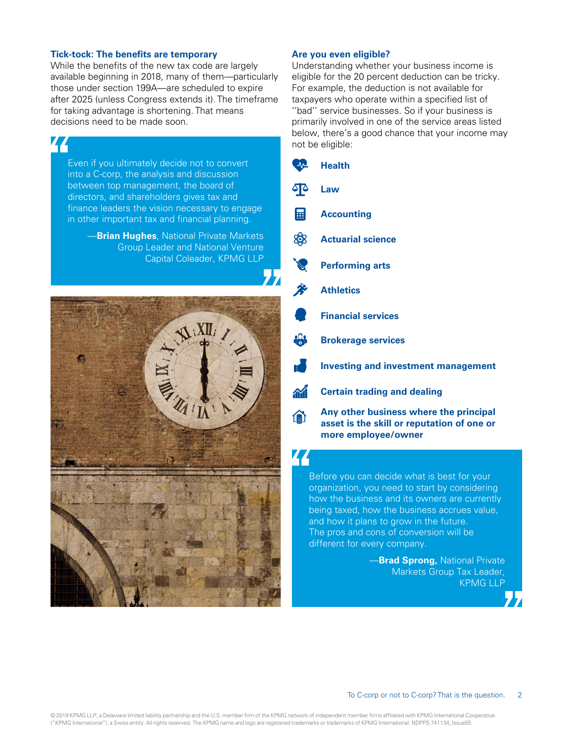### Tick-tock: The benefits are temporary

While the benefits of the new tax code are largely available beginning in 2018, many of them—particularly those under section 199A—are scheduled to expire after 2025 (unless Congress extends it). The timeframe for taking advantage is shortening. That means decisions need to be made soon.

> Even if you ultimately decide not to convert into a C-corp, the analysis and discussion between top management, the board of directors, and shareholders gives tax and finance leaders the vision necessary to engage in other important tax and financial planning.
>
> —**Brian Hughes**, National Private Markets Group Leader and National Venture Capital Coleader, KPMG LLP

### Are you even eligible?

Understanding whether your business income is eligible for the 20 percent deduction can be tricky. For example, the deduction is not available for taxpayers who operate within a specified list of ''bad'' service businesses. So if your business is primarily involved in one of the service areas listed below, there's a good chance that your income may not be eligible:

- **Health**
- **Law**
- **Accounting**
- **Actuarial science**
- **Performing arts**
- **Athletics**
- **Financial services**
- **Brokerage services**
- **Investing and investment management**
- **Certain trading and dealing**
- **Any other business where the principal asset is the skill or reputation of one or more employee/owner**

> Before you can decide what is best for your organization, you need to start by considering how the business and its owners are currently being taxed, how the business accrues value, and how it plans to grow in the future. The pros and cons of conversion will be different for every company.
>
> —**Brad Sprong,** National Private Markets Group Tax Leader, KPMG LLP

© 2019 KPMG LLP, a Delaware limited liability partnership and the U.S. member firm of the KPMG network of independent member firms affiliated with KPMG International Cooperative ("KPMG International"), a Swiss entity. All rights reserved. The KPMG name and logo are registered trademarks or trademarks of KPMG International. NDPPS 741134_Issue55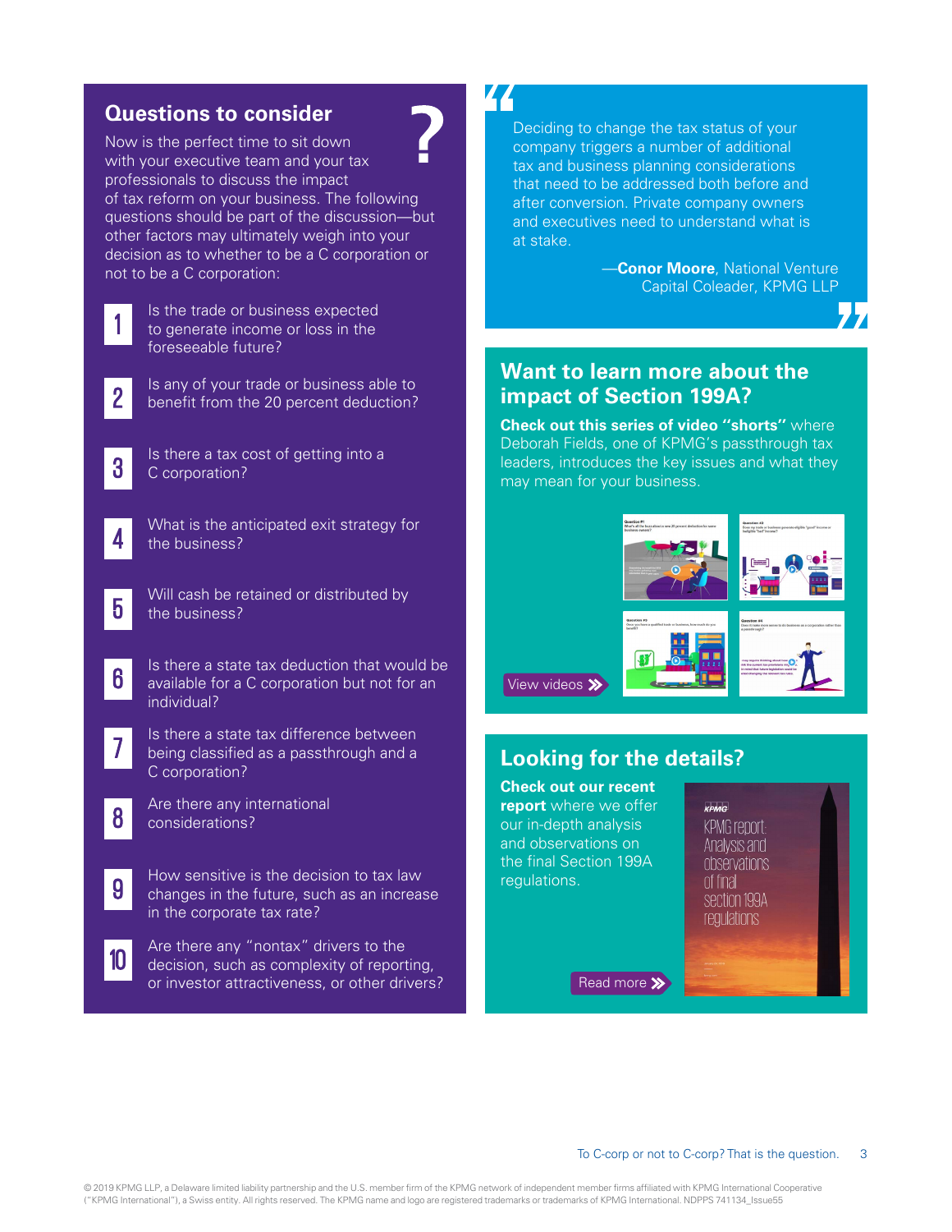## Questions to consider

Now is the perfect time to sit down with your executive team and your tax professionals to discuss the impact of tax reform on your business. The following questions should be part of the discussion—but other factors may ultimately weigh into your decision as to whether to be a C corporation or not to be a C corporation:

1. Is the trade or business expected to generate income or loss in the foreseeable future?
2. Is any of your trade or business able to benefit from the 20 percent deduction?
3. Is there a tax cost of getting into a C corporation?
4. What is the anticipated exit strategy for the business?
5. Will cash be retained or distributed by the business?
6. Is there a state tax deduction that would be available for a C corporation but not for an individual?
7. Is there a state tax difference between being classified as a passthrough and a C corporation?
8. Are there any international considerations?
9. How sensitive is the decision to tax law changes in the future, such as an increase in the corporate tax rate?
10. Are there any "nontax" drivers to the decision, such as complexity of reporting, or investor attractiveness, or other drivers?

> Deciding to change the tax status of your company triggers a number of additional tax and business planning considerations that need to be addressed both before and after conversion. Private company owners and executives need to understand what is at stake.
>
> —**Conor Moore**, National Venture Capital Coleader, KPMG LLP

## Want to learn more about the impact of Section 199A?

**Check out this series of video "shorts"** where Deborah Fields, one of KPMG's passthrough tax leaders, introduces the key issues and what they may mean for your business.

View videos »

## Looking for the details?

**Check out our recent report** where we offer our in-depth analysis and observations on the final Section 199A regulations.

Read more »

KPMG report: Analysis and observations of final section 199A regulations

© 2019 KPMG LLP, a Delaware limited liability partnership and the U.S. member firm of the KPMG network of independent member firms affiliated with KPMG International Cooperative ("KPMG International"), a Swiss entity. All rights reserved. The KPMG name and logo are registered trademarks or trademarks of KPMG International. NDPPS 741134_Issue55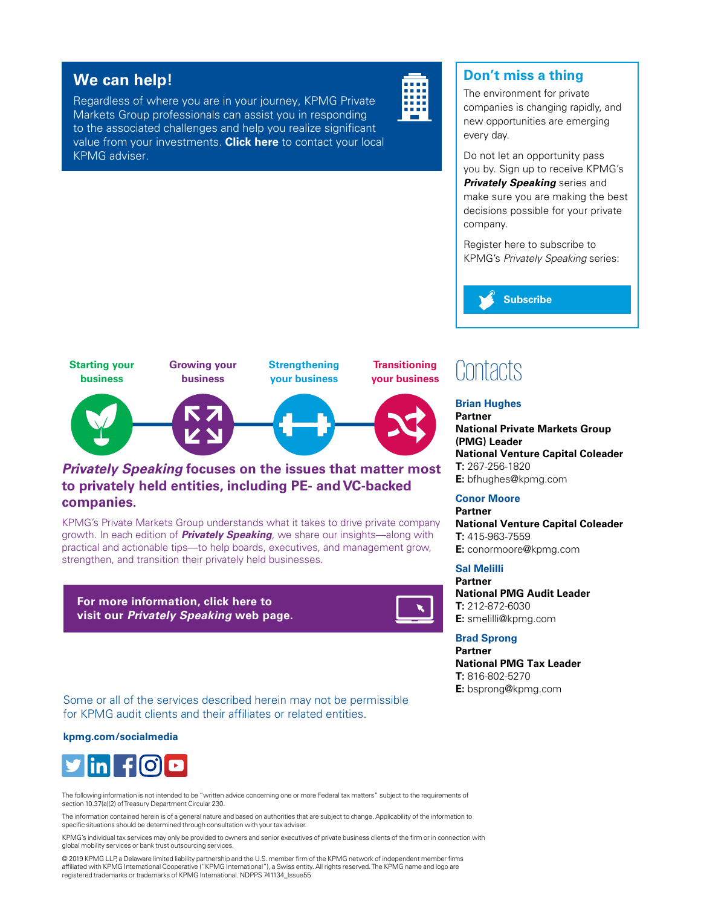## We can help!

Regardless of where you are in your journey, KPMG Private Markets Group professionals can assist you in responding to the associated challenges and help you realize significant value from your investments. **Click here** to contact your local KPMG adviser.

## Don't miss a thing

The environment for private companies is changing rapidly, and new opportunities are emerging every day.

Do not let an opportunity pass you by. Sign up to receive KPMG's ***Privately Speaking*** series and make sure you are making the best decisions possible for your private company.

Register here to subscribe to KPMG's *Privately Speaking* series:

**Subscribe**

**Starting your business**

**Growing your business**

**Strengthening your business**

**Transitioning your business**

### *Privately Speaking* focuses on the issues that matter most to privately held entities, including PE- and VC-backed companies.

KPMG's Private Markets Group understands what it takes to drive private company growth. In each edition of ***Privately Speaking***, we share our insights—along with practical and actionable tips—to help boards, executives, and management grow, strengthen, and transition their privately held businesses.

**For more information, click here to visit our *Privately Speaking* web page.**

# Contacts

**Brian Hughes**
**Partner**
**National Private Markets Group (PMG) Leader**
**National Venture Capital Coleader**
**T:** 267-256-1820
**E:** bfhughes@kpmg.com

**Conor Moore**
**Partner**
**National Venture Capital Coleader**
**T:** 415-963-7559
**E:** conormoore@kpmg.com

**Sal Melilli**
**Partner**
**National PMG Audit Leader**
**T:** 212-872-6030
**E:** smelilli@kpmg.com

**Brad Sprong**
**Partner**
**National PMG Tax Leader**
**T:** 816-802-5270
**E:** bsprong@kpmg.com

Some or all of the services described herein may not be permissible for KPMG audit clients and their affiliates or related entities.

**kpmg.com/socialmedia**

The following information is not intended to be "written advice concerning one or more Federal tax matters" subject to the requirements of section 10.37(a)(2) of Treasury Department Circular 230.

The information contained herein is of a general nature and based on authorities that are subject to change. Applicability of the information to specific situations should be determined through consultation with your tax adviser.

KPMG's individual tax services may only be provided to owners and senior executives of private business clients of the firm or in connection with global mobility services or bank trust outsourcing services.

© 2019 KPMG LLP, a Delaware limited liability partnership and the U.S. member firm of the KPMG network of independent member firms affiliated with KPMG International Cooperative ("KPMG International"), a Swiss entity. All rights reserved. The KPMG name and logo are registered trademarks or trademarks of KPMG International. NDPPS 741134_Issue55